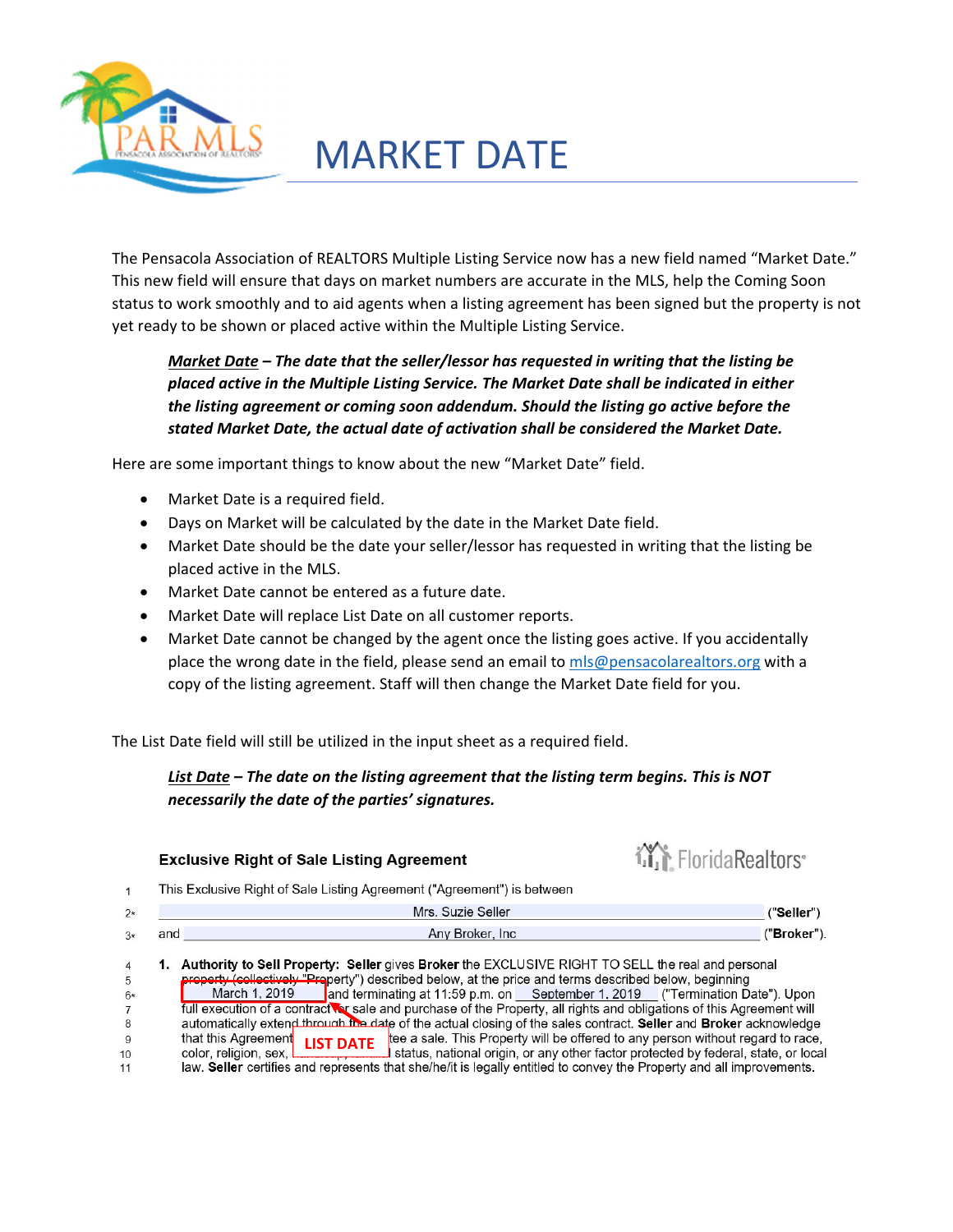# MARKET DATE

The Pensacola Association of REALTORS Multiple Listing Service now has a new field named "Market Date." This new field will ensure that days on market numbers are accurate in the MLS, help the Coming Soon status to work smoothly and to aid agents when a listing agreement has been signed but the property is not yet ready to be shown or placed active within the Multiple Listing Service.

> ***Market Date** – The date that the seller/lessor has requested in writing that the listing be placed active in the Multiple Listing Service. The Market Date shall be indicated in either the listing agreement or coming soon addendum. Should the listing go active before the stated Market Date, the actual date of activation shall be considered the Market Date.*

Here are some important things to know about the new "Market Date" field.

- Market Date is a required field.
- Days on Market will be calculated by the date in the Market Date field.
- Market Date should be the date your seller/lessor has requested in writing that the listing be placed active in the MLS.
- Market Date cannot be entered as a future date.
- Market Date will replace List Date on all customer reports.
- Market Date cannot be changed by the agent once the listing goes active. If you accidentally place the wrong date in the field, please send an email to mls@pensacolarealtors.org with a copy of the listing agreement. Staff will then change the Market Date field for you.

The List Date field will still be utilized in the input sheet as a required field.

> ***List Date** – The date on the listing agreement that the listing term begins. This is NOT necessarily the date of the parties' signatures.*

**Exclusive Right of Sale Listing Agreement** FloridaRealtors®

1 This Exclusive Right of Sale Listing Agreement ("Agreement") is between
2* Mrs. Suzie Seller ("**Seller**")
3* and Any Broker, Inc ("**Broker**").

4 **1. Authority to Sell Property: Seller** gives **Broker** the EXCLUSIVE RIGHT TO SELL the real and personal
5 property (collectively "Property") described below, at the price and terms described below, beginning
6* March 1, 2019 and terminating at 11:59 p.m. on September 1, 2019 ("Termination Date"). Upon
7 full execution of a contract for sale and purchase of the Property, all rights and obligations of this Agreement will
8 automatically extend through the date of the actual closing of the sales contract. **Seller** and **Broker** acknowledge
9 that this Agreement [...] tee a sale. This Property will be offered to any person without regard to race,
10 color, religion, sex, [...] status, national origin, or any other factor protected by federal, state, or local
11 law. **Seller** certifies and represents that she/he/it is legally entitled to convey the Property and all improvements.

LIST DATE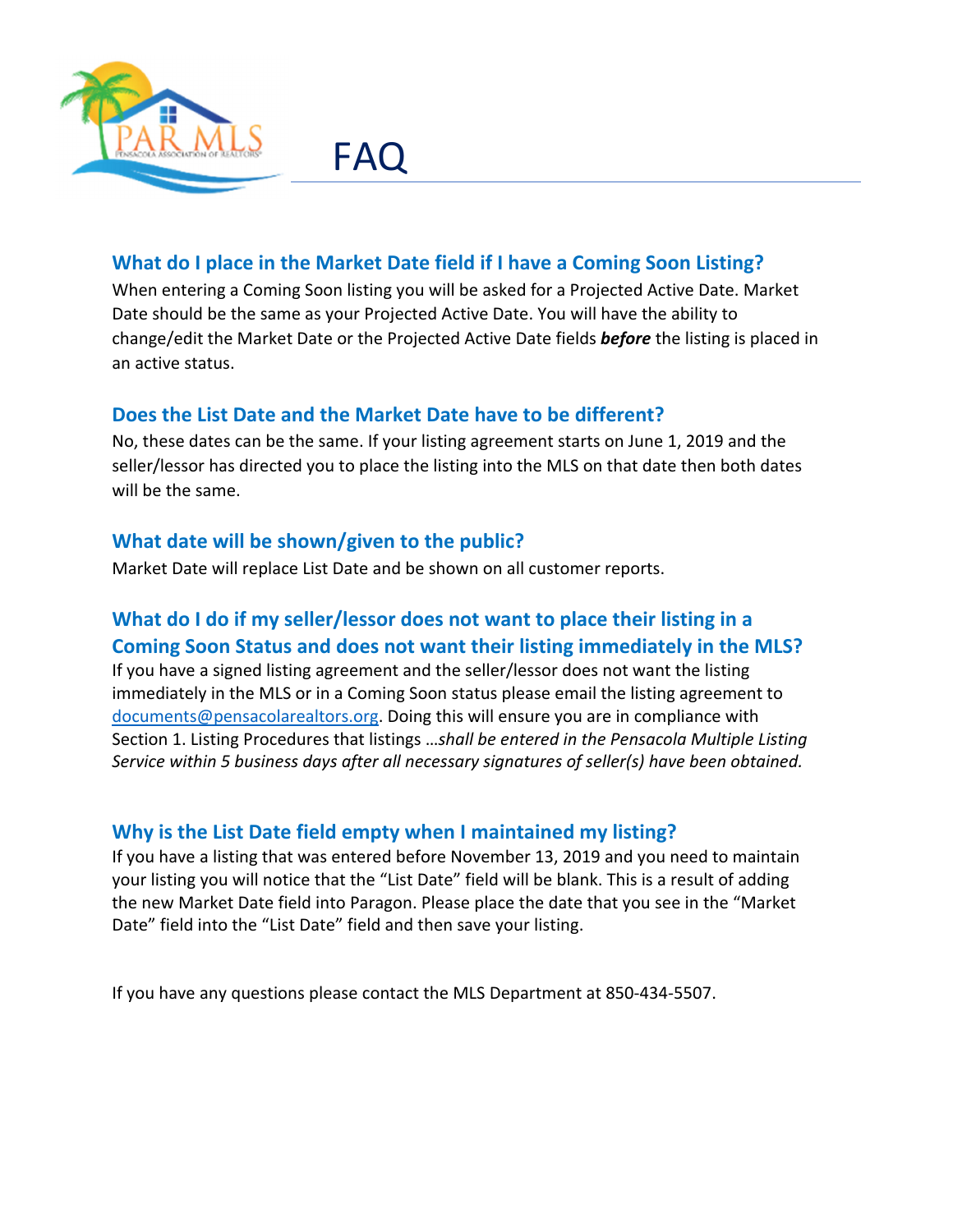# FAQ

## What do I place in the Market Date field if I have a Coming Soon Listing?

When entering a Coming Soon listing you will be asked for a Projected Active Date. Market Date should be the same as your Projected Active Date. You will have the ability to change/edit the Market Date or the Projected Active Date fields ***before*** the listing is placed in an active status.

## Does the List Date and the Market Date have to be different?

No, these dates can be the same. If your listing agreement starts on June 1, 2019 and the seller/lessor has directed you to place the listing into the MLS on that date then both dates will be the same.

## What date will be shown/given to the public?

Market Date will replace List Date and be shown on all customer reports.

## What do I do if my seller/lessor does not want to place their listing in a Coming Soon Status and does not want their listing immediately in the MLS?

If you have a signed listing agreement and the seller/lessor does not want the listing immediately in the MLS or in a Coming Soon status please email the listing agreement to [documents@pensacolarealtors.org](mailto:documents@pensacolarealtors.org). Doing this will ensure you are in compliance with Section 1. Listing Procedures that listings …*shall be entered in the Pensacola Multiple Listing Service within 5 business days after all necessary signatures of seller(s) have been obtained.*

## Why is the List Date field empty when I maintained my listing?

If you have a listing that was entered before November 13, 2019 and you need to maintain your listing you will notice that the "List Date" field will be blank. This is a result of adding the new Market Date field into Paragon. Please place the date that you see in the "Market Date" field into the "List Date" field and then save your listing.

If you have any questions please contact the MLS Department at 850-434-5507.